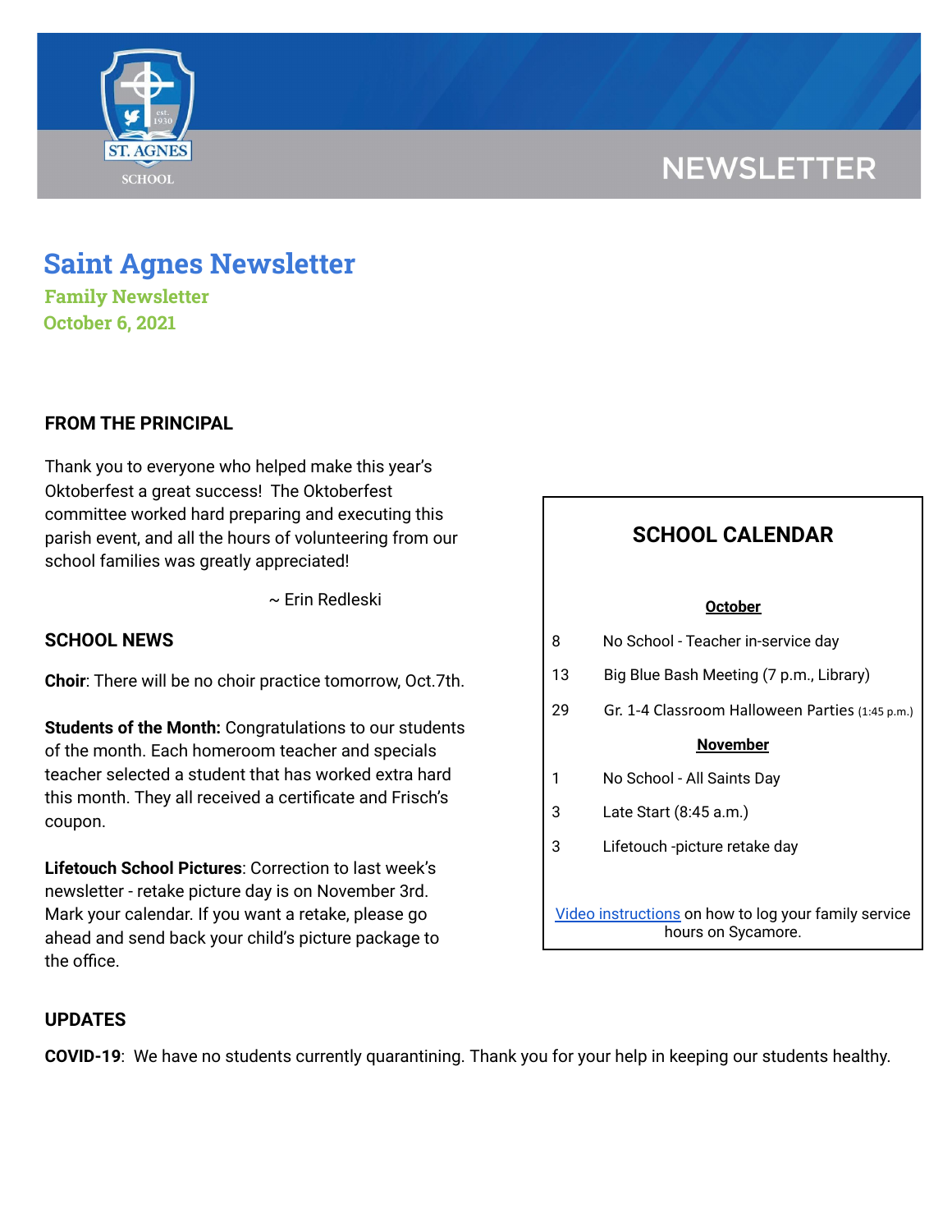# Saint Agnes Newsletter

**Family Newsletter**

**October 6, 2021**

## FROM THE PRINCIPAL

Thank you to everyone who helped make this year's Oktoberfest a great success! The Oktoberfest committee worked hard preparing and executing this parish event, and all the hours of volunteering from our school families was greatly appreciated!

~ Erin Redleski

## SCHOOL NEWS

**Choir**: There will be no choir practice tomorrow, Oct.7th.

**Students of the Month:** Congratulations to our students of the month. Each homeroom teacher and specials teacher selected a student that has worked extra hard this month. They all received a certificate and Frisch's coupon.

**Lifetouch School Pictures**: Correction to last week's newsletter - retake picture day is on November 3rd. Mark your calendar. If you want a retake, please go ahead and send back your child's picture package to the office.

## SCHOOL CALENDAR

**October**

| | |
|---|---|
| 8 | No School - Teacher in-service day |
| 13 | Big Blue Bash Meeting (7 p.m., Library) |
| 29 | Gr. 1-4 Classroom Halloween Parties (1:45 p.m.) |

**November**

| | |
|---|---|
| 1 | No School - All Saints Day |
| 3 | Late Start (8:45 a.m.) |
| 3 | Lifetouch -picture retake day |

Video instructions on how to log your family service hours on Sycamore.

## UPDATES

**COVID-19**: We have no students currently quarantining. Thank you for your help in keeping our students healthy.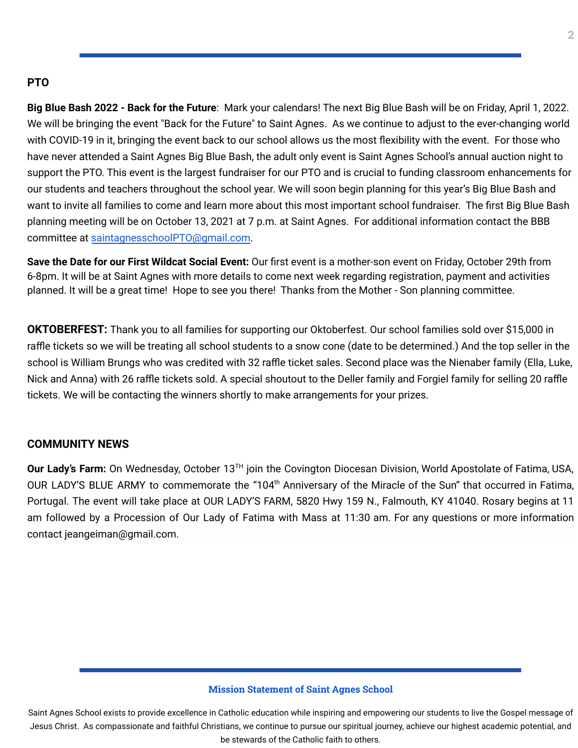## PTO

**Big Blue Bash 2022 - Back for the Future**: Mark your calendars! The next Big Blue Bash will be on Friday, April 1, 2022. We will be bringing the event "Back for the Future" to Saint Agnes. As we continue to adjust to the ever-changing world with COVID-19 in it, bringing the event back to our school allows us the most flexibility with the event. For those who have never attended a Saint Agnes Big Blue Bash, the adult only event is Saint Agnes School's annual auction night to support the PTO. This event is the largest fundraiser for our PTO and is crucial to funding classroom enhancements for our students and teachers throughout the school year. We will soon begin planning for this year's Big Blue Bash and want to invite all families to come and learn more about this most important school fundraiser. The first Big Blue Bash planning meeting will be on October 13, 2021 at 7 p.m. at Saint Agnes. For additional information contact the BBB committee at saintagnesschoolPTO@gmail.com.

**Save the Date for our First Wildcat Social Event:** Our first event is a mother-son event on Friday, October 29th from 6-8pm. It will be at Saint Agnes with more details to come next week regarding registration, payment and activities planned. It will be a great time! Hope to see you there! Thanks from the Mother - Son planning committee.

**OKTOBERFEST:** Thank you to all families for supporting our Oktoberfest. Our school families sold over $15,000 in raffle tickets so we will be treating all school students to a snow cone (date to be determined.) And the top seller in the school is William Brungs who was credited with 32 raffle ticket sales. Second place was the Nienaber family (Ella, Luke, Nick and Anna) with 26 raffle tickets sold. A special shoutout to the Deller family and Forgiel family for selling 20 raffle tickets. We will be contacting the winners shortly to make arrangements for your prizes.

## COMMUNITY NEWS

**Our Lady's Farm:** On Wednesday, October 13TH join the Covington Diocesan Division, World Apostolate of Fatima, USA, OUR LADY'S BLUE ARMY to commemorate the "104th Anniversary of the Miracle of the Sun" that occurred in Fatima, Portugal. The event will take place at OUR LADY'S FARM, 5820 Hwy 159 N., Falmouth, KY 41040. Rosary begins at 11 am followed by a Procession of Our Lady of Fatima with Mass at 11:30 am. For any questions or more information contact jeangeiman@gmail.com.

### Mission Statement of Saint Agnes School

Saint Agnes School exists to provide excellence in Catholic education while inspiring and empowering our students to live the Gospel message of Jesus Christ. As compassionate and faithful Christians, we continue to pursue our spiritual journey, achieve our highest academic potential, and be stewards of the Catholic faith to others.